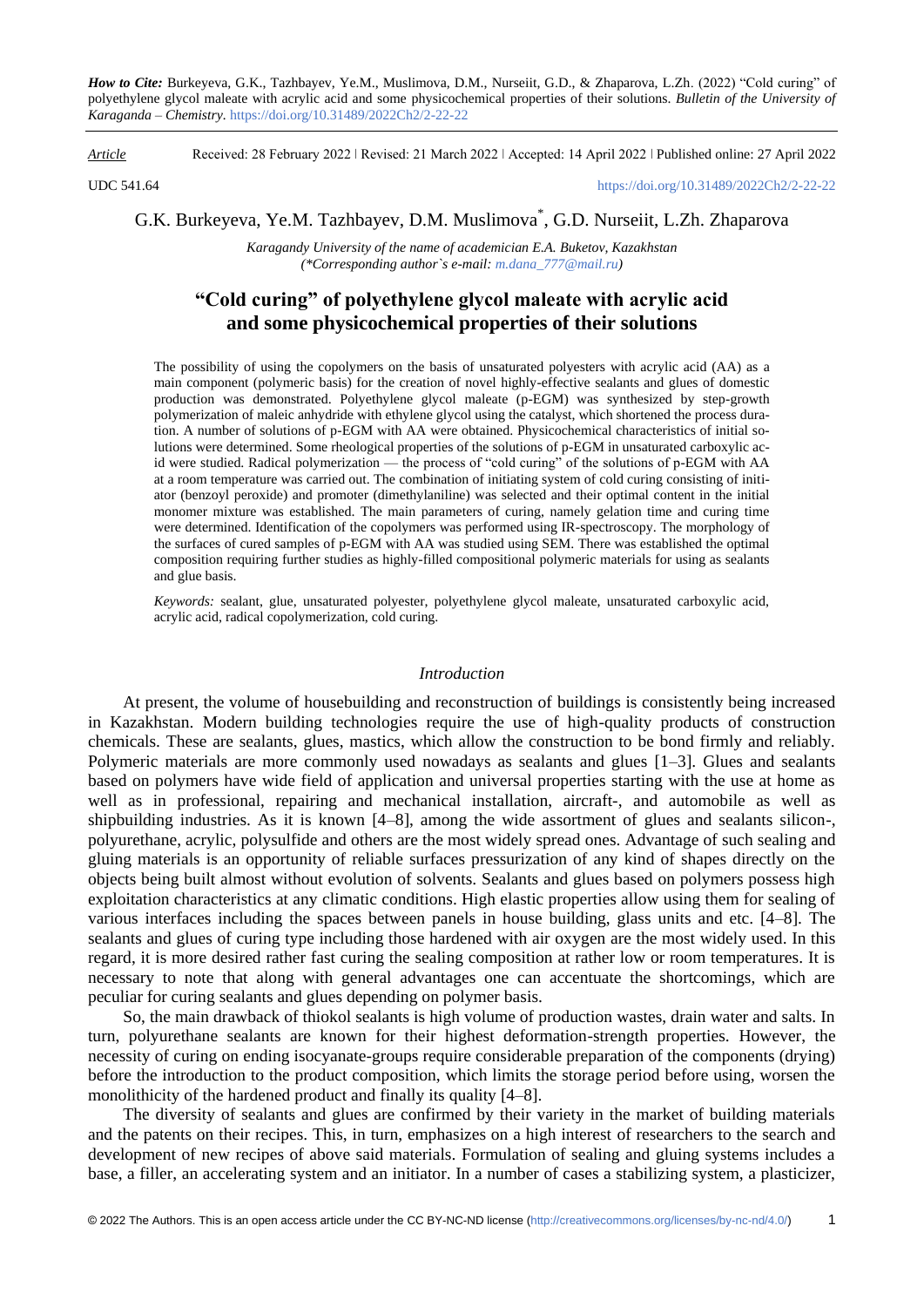*How to Cite:* Burkeyeva, G.K., Tazhbayev, Ye.M., Muslimova, D.M., Nurseiit, G.D., & Zhaparova, L.Zh. (2022) "Cold curing" of polyethylene glycol maleate with acrylic acid and some physicochemical properties of their solutions. *Bulletin of the University of Karaganda – Chemistry.* https://doi.org/10.31489/2022Ch2/2-22-22

*Article* Received: 28 February 2022 ǀ Revised: 21 March 2022 ǀ Accepted: 14 April 2022 ǀ Published online: 27 April 2022

UDC 541.64 https://doi.org/10.31489/2022Ch2/2-22-22

G.K. Burkeyeva, Ye.M. Tazhbayev, D.M. Muslimova*, G.D. Nurseiit, L.Zh. Zhaparova

*Karagandy University of the name of academician E.A. Buketov, Kazakhstan*
*(\*Corresponding author`s e-mail: m.dana_777@mail.ru)*

# "Cold curing" of polyethylene glycol maleate with acrylic acid and some physicochemical properties of their solutions

The possibility of using the copolymers on the basis of unsaturated polyesters with acrylic acid (AA) as a main component (polymeric basis) for the creation of novel highly-effective sealants and glues of domestic production was demonstrated. Polyethylene glycol maleate (p-EGM) was synthesized by step-growth polymerization of maleic anhydride with ethylene glycol using the catalyst, which shortened the process duration. A number of solutions of p-EGM with AA were obtained. Physicochemical characteristics of initial solutions were determined. Some rheological properties of the solutions of p-EGM in unsaturated carboxylic acid were studied. Radical polymerization — the process of "cold curing" of the solutions of p-EGM with AA at a room temperature was carried out. The combination of initiating system of cold curing consisting of initiator (benzoyl peroxide) and promoter (dimethylaniline) was selected and their optimal content in the initial monomer mixture was established. The main parameters of curing, namely gelation time and curing time were determined. Identification of the copolymers was performed using IR-spectroscopy. The morphology of the surfaces of cured samples of p-EGM with AA was studied using SEM. There was established the optimal composition requiring further studies as highly-filled compositional polymeric materials for using as sealants and glue basis.

*Keywords:* sealant, glue, unsaturated polyester, polyethylene glycol maleate, unsaturated carboxylic acid, acrylic acid, radical copolymerization, cold curing.

## *Introduction*

At present, the volume of housebuilding and reconstruction of buildings is consistently being increased in Kazakhstan. Modern building technologies require the use of high-quality products of construction chemicals. These are sealants, glues, mastics, which allow the construction to be bond firmly and reliably. Polymeric materials are more commonly used nowadays as sealants and glues [1–3]. Glues and sealants based on polymers have wide field of application and universal properties starting with the use at home as well as in professional, repairing and mechanical installation, aircraft-, and automobile as well as shipbuilding industries. As it is known [4–8], among the wide assortment of glues and sealants silicon-, polyurethane, acrylic, polysulfide and others are the most widely spread ones. Advantage of such sealing and gluing materials is an opportunity of reliable surfaces pressurization of any kind of shapes directly on the objects being built almost without evolution of solvents. Sealants and glues based on polymers possess high exploitation characteristics at any climatic conditions. High elastic properties allow using them for sealing of various interfaces including the spaces between panels in house building, glass units and etc. [4–8]. The sealants and glues of curing type including those hardened with air oxygen are the most widely used. In this regard, it is more desired rather fast curing the sealing composition at rather low or room temperatures. It is necessary to note that along with general advantages one can accentuate the shortcomings, which are peculiar for curing sealants and glues depending on polymer basis.

So, the main drawback of thiokol sealants is high volume of production wastes, drain water and salts. In turn, polyurethane sealants are known for their highest deformation-strength properties. However, the necessity of curing on ending isocyanate-groups require considerable preparation of the components (drying) before the introduction to the product composition, which limits the storage period before using, worsen the monolithicity of the hardened product and finally its quality [4–8].

The diversity of sealants and glues are confirmed by their variety in the market of building materials and the patents on their recipes. This, in turn, emphasizes on a high interest of researchers to the search and development of new recipes of above said materials. Formulation of sealing and gluing systems includes a base, a filler, an accelerating system and an initiator. In a number of cases a stabilizing system, a plasticizer,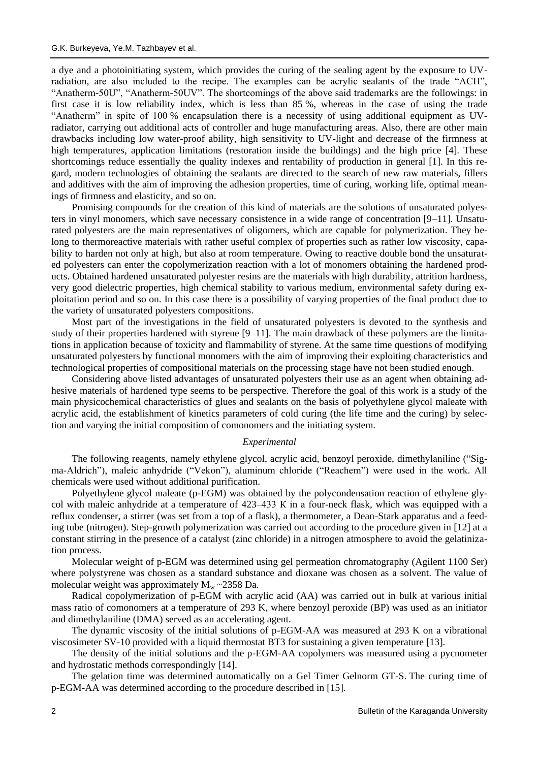a dye and a photoinitiating system, which provides the curing of the sealing agent by the exposure to UV-radiation, are also included to the recipe. The examples can be acrylic sealants of the trade "ACH", "Anatherm-50U", "Anatherm-50UV". The shortcomings of the above said trademarks are the followings: in first case it is low reliability index, which is less than 85 %, whereas in the case of using the trade "Anatherm" in spite of 100 % encapsulation there is a necessity of using additional equipment as UV-radiator, carrying out additional acts of controller and huge manufacturing areas. Also, there are other main drawbacks including low water-proof ability, high sensitivity to UV-light and decrease of the firmness at high temperatures, application limitations (restoration inside the buildings) and the high price [4]. These shortcomings reduce essentially the quality indexes and rentability of production in general [1]. In this regard, modern technologies of obtaining the sealants are directed to the search of new raw materials, fillers and additives with the aim of improving the adhesion properties, time of curing, working life, optimal meanings of firmness and elasticity, and so on.

Promising compounds for the creation of this kind of materials are the solutions of unsaturated polyesters in vinyl monomers, which save necessary consistence in a wide range of concentration [9–11]. Unsaturated polyesters are the main representatives of oligomers, which are capable for polymerization. They belong to thermoreactive materials with rather useful complex of properties such as rather low viscosity, capability to harden not only at high, but also at room temperature. Owing to reactive double bond the unsaturated polyesters can enter the copolymerization reaction with a lot of monomers obtaining the hardened products. Obtained hardened unsaturated polyester resins are the materials with high durability, attrition hardness, very good dielectric properties, high chemical stability to various medium, environmental safety during exploitation period and so on. In this case there is a possibility of varying properties of the final product due to the variety of unsaturated polyesters compositions.

Most part of the investigations in the field of unsaturated polyesters is devoted to the synthesis and study of their properties hardened with styrene [9–11]. The main drawback of these polymers are the limitations in application because of toxicity and flammability of styrene. At the same time questions of modifying unsaturated polyesters by functional monomers with the aim of improving their exploiting characteristics and technological properties of compositional materials on the processing stage have not been studied enough.

Considering above listed advantages of unsaturated polyesters their use as an agent when obtaining adhesive materials of hardened type seems to be perspective. Therefore the goal of this work is a study of the main physicochemical characteristics of glues and sealants on the basis of polyethylene glycol maleate with acrylic acid, the establishment of kinetics parameters of cold curing (the life time and the curing) by selection and varying the initial composition of comonomers and the initiating system.

### *Experimental*

The following reagents, namely ethylene glycol, acrylic acid, benzoyl peroxide, dimethylaniline ("Sigma-Aldrich"), maleic anhydride ("Vekon"), aluminum chloride ("Reachem") were used in the work. All chemicals were used without additional purification.

Polyethylene glycol maleate (p-EGM) was obtained by the polycondensation reaction of ethylene glycol with maleic anhydride at a temperature of 423–433 K in a four-neck flask, which was equipped with a reflux condenser, a stirrer (was set from a top of a flask), a thermometer, a Dean-Stark apparatus and a feeding tube (nitrogen). Step-growth polymerization was carried out according to the procedure given in [12] at a constant stirring in the presence of a catalyst (zinc chloride) in a nitrogen atmosphere to avoid the gelatinization process.

Molecular weight of p-EGM was determined using gel permeation chromatography (Agilent 1100 Ser) where polystyrene was chosen as a standard substance and dioxane was chosen as a solvent. The value of molecular weight was approximately $M_w$ ~2358 Da.

Radical copolymerization of p-EGM with acrylic acid (AA) was carried out in bulk at various initial mass ratio of comonomers at a temperature of 293 K, where benzoyl peroxide (BP) was used as an initiator and dimethylaniline (DMA) served as an accelerating agent.

The dynamic viscosity of the initial solutions of p-EGM-AA was measured at 293 K on a vibrational viscosimeter SV-10 provided with a liquid thermostat BT3 for sustaining a given temperature [13].

The density of the initial solutions and the p-EGM-AA copolymers was measured using a pycnometer and hydrostatic methods correspondingly [14].

The gelation time was determined automatically on a Gel Timer Gelnorm GT-S. The curing time of p-EGM-AA was determined according to the procedure described in [15].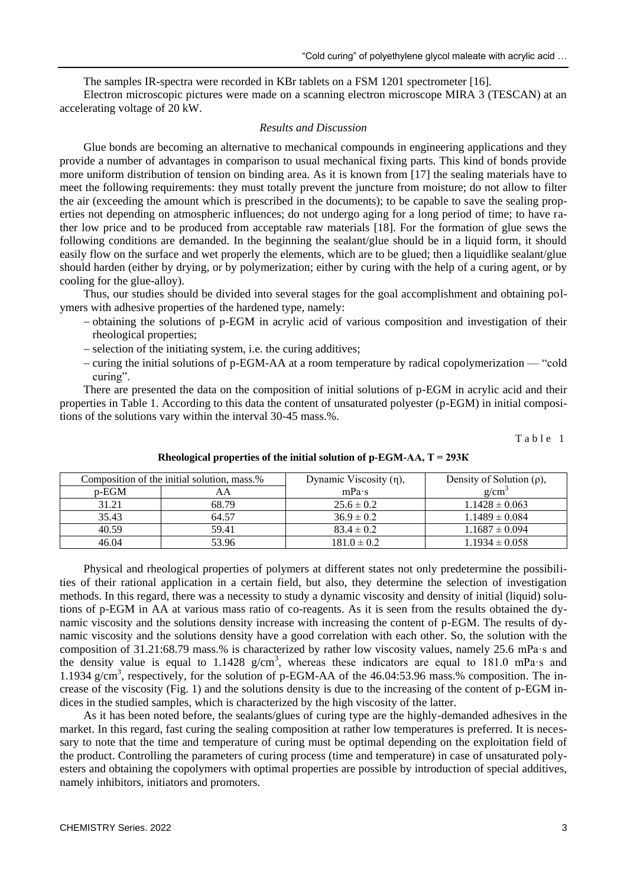The samples IR-spectra were recorded in KBr tablets on a FSM 1201 spectrometer [16].

Electron microscopic pictures were made on a scanning electron microscope MIRA 3 (TESCAN) at an accelerating voltage of 20 kW.

### *Results and Discussion*

Glue bonds are becoming an alternative to mechanical compounds in engineering applications and they provide a number of advantages in comparison to usual mechanical fixing parts. This kind of bonds provide more uniform distribution of tension on binding area. As it is known from [17] the sealing materials have to meet the following requirements: they must totally prevent the juncture from moisture; do not allow to filter the air (exceeding the amount which is prescribed in the documents); to be capable to save the sealing properties not depending on atmospheric influences; do not undergo aging for a long period of time; to have rather low price and to be produced from acceptable raw materials [18]. For the formation of glue sews the following conditions are demanded. In the beginning the sealant/glue should be in a liquid form, it should easily flow on the surface and wet properly the elements, which are to be glued; then a liquidlike sealant/glue should harden (either by drying, or by polymerization; either by curing with the help of a curing agent, or by cooling for the glue-alloy).

Thus, our studies should be divided into several stages for the goal accomplishment and obtaining polymers with adhesive properties of the hardened type, namely:

- obtaining the solutions of p-EGM in acrylic acid of various composition and investigation of their rheological properties;
- selection of the initiating system, i.e. the curing additives;
- curing the initial solutions of p-EGM-AA at a room temperature by radical copolymerization — "cold curing".

There are presented the data on the composition of initial solutions of p-EGM in acrylic acid and their properties in Table 1. According to this data the content of unsaturated polyester (p-EGM) in initial compositions of the solutions vary within the interval 30-45 mass.%.

Table 1

**Rheological properties of the initial solution of p-EGM-AA, T = 293K**

| Composition of the initial solution, mass.% | | Dynamic Viscosity (η), mPa·s | Density of Solution (ρ), g/cm$^3$ |
|---|---|---|---|
| p-EGM | AA | | |
| 31.21 | 68.79 | 25.6 ± 0.2 | 1.1428 ± 0.063 |
| 35.43 | 64.57 | 36.9 ± 0.2 | 1.1489 ± 0.084 |
| 40.59 | 59.41 | 83.4 ± 0.2 | 1.1687 ± 0.094 |
| 46.04 | 53.96 | 181.0 ± 0.2 | 1.1934 ± 0.058 |

Physical and rheological properties of polymers at different states not only predetermine the possibilities of their rational application in a certain field, but also, they determine the selection of investigation methods. In this regard, there was a necessity to study a dynamic viscosity and density of initial (liquid) solutions of p-EGM in AA at various mass ratio of co-reagents. As it is seen from the results obtained the dynamic viscosity and the solutions density increase with increasing the content of p-EGM. The results of dynamic viscosity and the solutions density have a good correlation with each other. So, the solution with the composition of 31.21:68.79 mass.% is characterized by rather low viscosity values, namely 25.6 mPa·s and the density value is equal to 1.1428 g/cm$^3$, whereas these indicators are equal to 181.0 mPa·s and 1.1934 g/cm$^3$, respectively, for the solution of p-EGM-AA of the 46.04:53.96 mass.% composition. The increase of the viscosity (Fig. 1) and the solutions density is due to the increasing of the content of p-EGM indices in the studied samples, which is characterized by the high viscosity of the latter.

As it has been noted before, the sealants/glues of curing type are the highly-demanded adhesives in the market. In this regard, fast curing the sealing composition at rather low temperatures is preferred. It is necessary to note that the time and temperature of curing must be optimal depending on the exploitation field of the product. Controlling the parameters of curing process (time and temperature) in case of unsaturated polyesters and obtaining the copolymers with optimal properties are possible by introduction of special additives, namely inhibitors, initiators and promoters.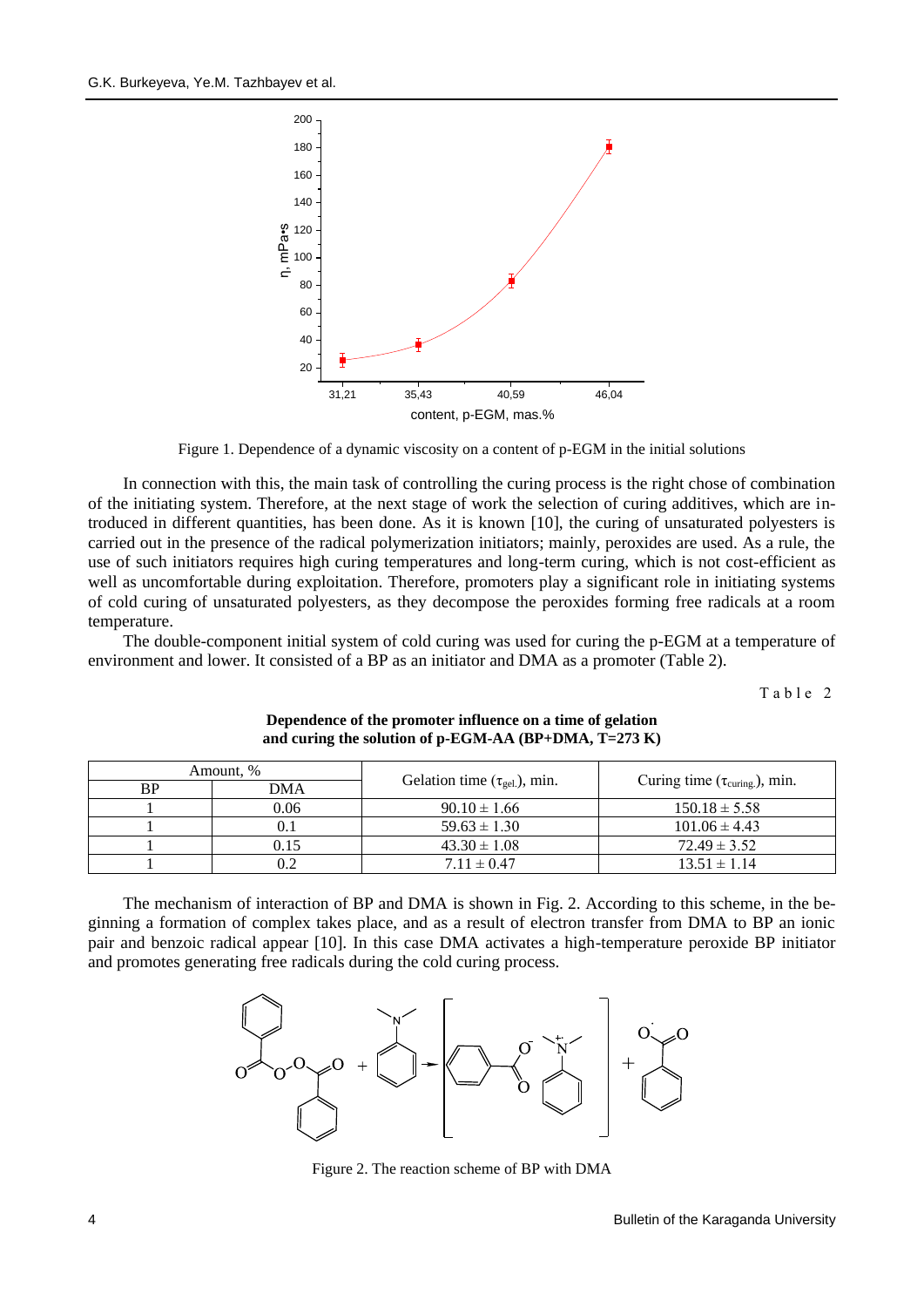Figure 1. Dependence of a dynamic viscosity on a content of p-EGM in the initial solutions

In connection with this, the main task of controlling the curing process is the right chose of combination of the initiating system. Therefore, at the next stage of work the selection of curing additives, which are introduced in different quantities, has been done. As it is known [10], the curing of unsaturated polyesters is carried out in the presence of the radical polymerization initiators; mainly, peroxides are used. As a rule, the use of such initiators requires high curing temperatures and long-term curing, which is not cost-efficient as well as uncomfortable during exploitation. Therefore, promoters play a significant role in initiating systems of cold curing of unsaturated polyesters, as they decompose the peroxides forming free radicals at a room temperature.

The double-component initial system of cold curing was used for curing the p-EGM at a temperature of environment and lower. It consisted of a BP as an initiator and DMA as a promoter (Table 2).

Table 2

**Dependence of the promoter influence on a time of gelation and curing the solution of p-EGM-AA (BP+DMA, T=273 K)**

| Amount, % | | Gelation time ($\tau_{gel.}$), min. | Curing time ($\tau_{curing.}$), min. |
|---|---|---|---|
| BP | DMA | | |
| 1 | 0.06 | 90.10 ± 1.66 | 150.18 ± 5.58 |
| 1 | 0.1 | 59.63 ± 1.30 | 101.06 ± 4.43 |
| 1 | 0.15 | 43.30 ± 1.08 | 72.49 ± 3.52 |
| 1 | 0.2 | 7.11 ± 0.47 | 13.51 ± 1.14 |

The mechanism of interaction of BP and DMA is shown in Fig. 2. According to this scheme, in the beginning a formation of complex takes place, and as a result of electron transfer from DMA to BP an ionic pair and benzoic radical appear [10]. In this case DMA activates a high-temperature peroxide BP initiator and promotes generating free radicals during the cold curing process.

Figure 2. The reaction scheme of BP with DMA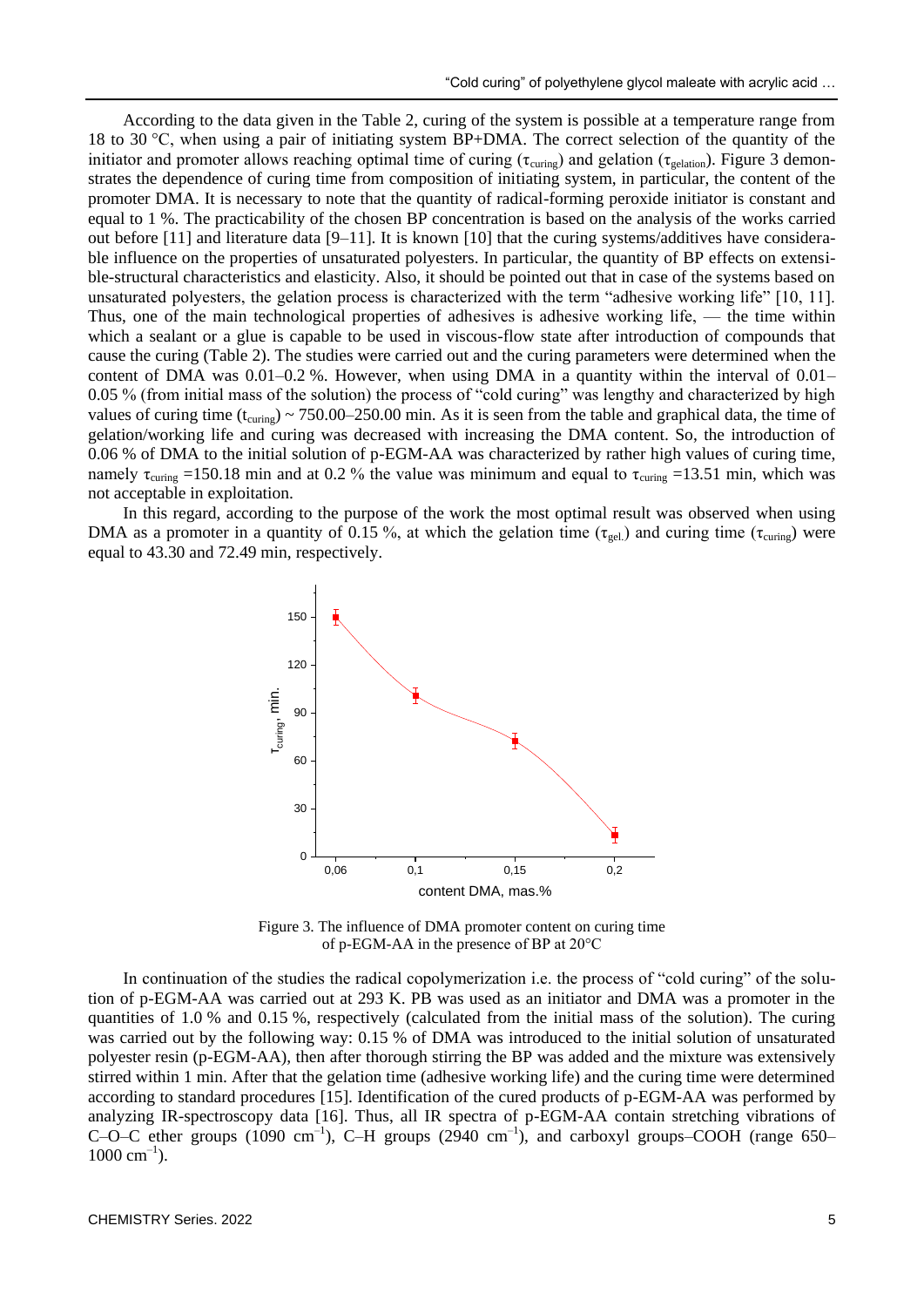According to the data given in the Table 2, curing of the system is possible at a temperature range from 18 to 30 °C, when using a pair of initiating system BP+DMA. The correct selection of the quantity of the initiator and promoter allows reaching optimal time of curing ($\tau_{curing}$) and gelation ($\tau_{gelation}$). Figure 3 demonstrates the dependence of curing time from composition of initiating system, in particular, the content of the promoter DMA. It is necessary to note that the quantity of radical-forming peroxide initiator is constant and equal to 1 %. The practicability of the chosen BP concentration is based on the analysis of the works carried out before [11] and literature data [9–11]. It is known [10] that the curing systems/additives have considerable influence on the properties of unsaturated polyesters. In particular, the quantity of BP effects on extensible-structural characteristics and elasticity. Also, it should be pointed out that in case of the systems based on unsaturated polyesters, the gelation process is characterized with the term "adhesive working life" [10, 11]. Thus, one of the main technological properties of adhesives is adhesive working life, — the time within which a sealant or a glue is capable to be used in viscous-flow state after introduction of compounds that cause the curing (Table 2). The studies were carried out and the curing parameters were determined when the content of DMA was 0.01–0.2 %. However, when using DMA in a quantity within the interval of 0.01–0.05 % (from initial mass of the solution) the process of "cold curing" was lengthy and characterized by high values of curing time ($t_{curing}$) ~ 750.00–250.00 min. As it is seen from the table and graphical data, the time of gelation/working life and curing was decreased with increasing the DMA content. So, the introduction of 0.06 % of DMA to the initial solution of p-EGM-AA was characterized by rather high values of curing time, namely $\tau_{curing}$ =150.18 min and at 0.2 % the value was minimum and equal to $\tau_{curing}$ =13.51 min, which was not acceptable in exploitation.

In this regard, according to the purpose of the work the most optimal result was observed when using DMA as a promoter in a quantity of 0.15 %, at which the gelation time ($\tau_{gel.}$) and curing time ($\tau_{curing}$) were equal to 43.30 and 72.49 min, respectively.

Figure 3. The influence of DMA promoter content on curing time of p-EGM-AA in the presence of BP at 20°C

In continuation of the studies the radical copolymerization i.e. the process of "cold curing" of the solution of p-EGM-AA was carried out at 293 K. PB was used as an initiator and DMA was a promoter in the quantities of 1.0 % and 0.15 %, respectively (calculated from the initial mass of the solution). The curing was carried out by the following way: 0.15 % of DMA was introduced to the initial solution of unsaturated polyester resin (p-EGM-AA), then after thorough stirring the BP was added and the mixture was extensively stirred within 1 min. After that the gelation time (adhesive working life) and the curing time were determined according to standard procedures [15]. Identification of the cured products of p-EGM-AA was performed by analyzing IR-spectroscopy data [16]. Thus, all IR spectra of p-EGM-AA contain stretching vibrations of C–O–C ether groups (1090 $cm^{-1}$), C–H groups (2940 $cm^{-1}$), and carboxyl groups–COOH (range 650–1000 $cm^{-1}$).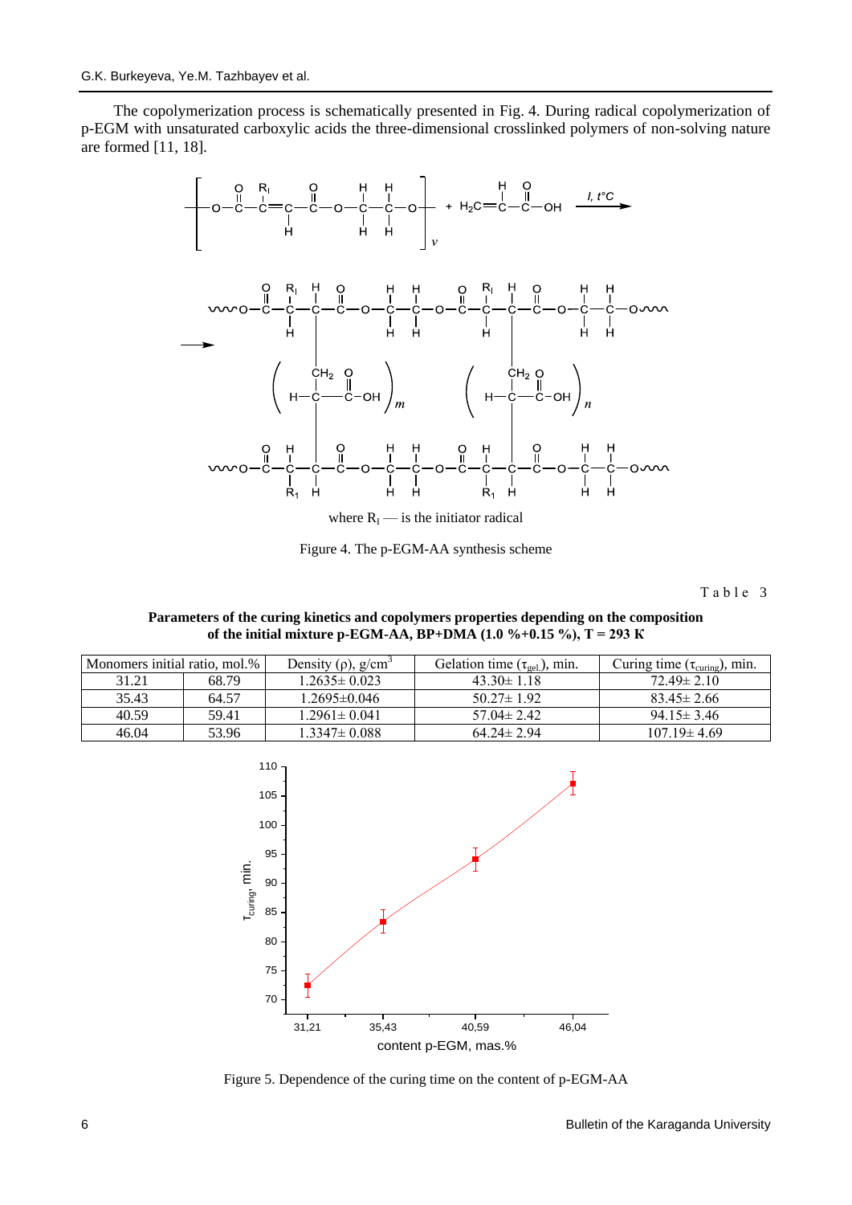The copolymerization process is schematically presented in Fig. 4. During radical copolymerization of p-EGM with unsaturated carboxylic acids the three-dimensional crosslinked polymers of non-solving nature are formed [11, 18].

where $R_I$ — is the initiator radical

Figure 4. The p-EGM-AA synthesis scheme

Table 3

**Parameters of the curing kinetics and copolymers properties depending on the composition of the initial mixture p-EGM-AA, BP+DMA (1.0 %+0.15 %), T = 293 K**

| Monomers initial ratio, mol.% | | Density (ρ), g/cm$^3$ | Gelation time ($\tau_{gel}$), min. | Curing time ($\tau_{curing}$), min. |
|---|---|---|---|---|
| 31.21 | 68.79 | 1.2635± 0.023 | 43.30± 1.18 | 72.49± 2.10 |
| 35.43 | 64.57 | 1.2695±0.046 | 50.27± 1.92 | 83.45± 2.66 |
| 40.59 | 59.41 | 1.2961± 0.041 | 57.04± 2.42 | 94.15± 3.46 |
| 46.04 | 53.96 | 1.3347± 0.088 | 64.24± 2.94 | 107.19± 4.69 |

Figure 5. Dependence of the curing time on the content of p-EGM-AA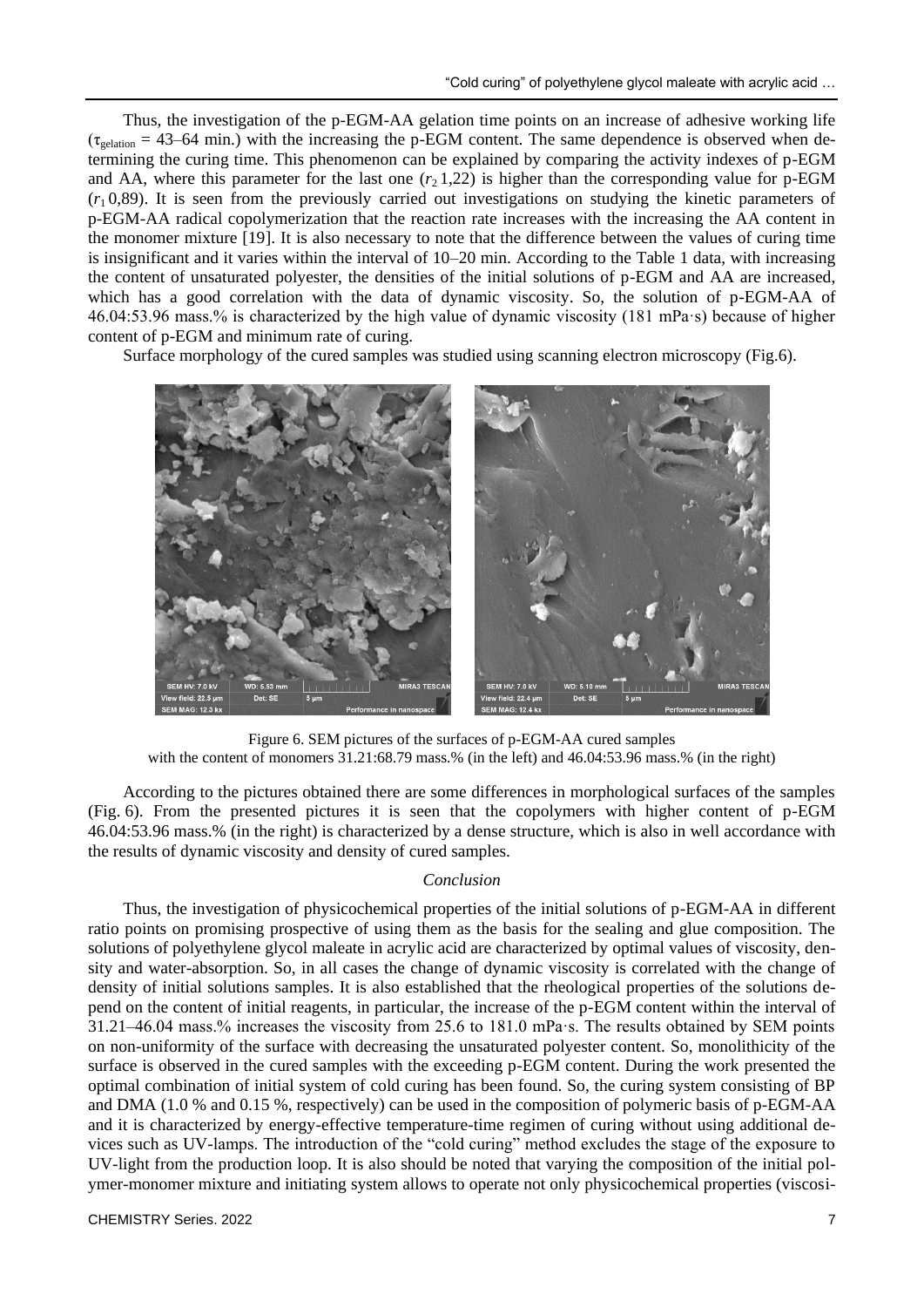Thus, the investigation of the p-EGM-AA gelation time points on an increase of adhesive working life ($\tau_{gelation}$ = 43–64 min.) with the increasing the p-EGM content. The same dependence is observed when determining the curing time. This phenomenon can be explained by comparing the activity indexes of p-EGM and AA, where this parameter for the last one ($r_2$ 1,22) is higher than the corresponding value for p-EGM ($r_1$ 0,89). It is seen from the previously carried out investigations on studying the kinetic parameters of p-EGM-AA radical copolymerization that the reaction rate increases with the increasing the AA content in the monomer mixture [19]. It is also necessary to note that the difference between the values of curing time is insignificant and it varies within the interval of 10–20 min. According to the Table 1 data, with increasing the content of unsaturated polyester, the densities of the initial solutions of p-EGM and AA are increased, which has a good correlation with the data of dynamic viscosity. So, the solution of p-EGM-AA of 46.04:53.96 mass.% is characterized by the high value of dynamic viscosity (181 mPa·s) because of higher content of p-EGM and minimum rate of curing.

Surface morphology of the cured samples was studied using scanning electron microscopy (Fig.6).

Figure 6. SEM pictures of the surfaces of p-EGM-AA cured samples with the content of monomers 31.21:68.79 mass.% (in the left) and 46.04:53.96 mass.% (in the right)

According to the pictures obtained there are some differences in morphological surfaces of the samples (Fig. 6). From the presented pictures it is seen that the copolymers with higher content of p-EGM 46.04:53.96 mass.% (in the right) is characterized by a dense structure, which is also in well accordance with the results of dynamic viscosity and density of cured samples.

### *Conclusion*

Thus, the investigation of physicochemical properties of the initial solutions of p-EGM-AA in different ratio points on promising prospective of using them as the basis for the sealing and glue composition. The solutions of polyethylene glycol maleate in acrylic acid are characterized by optimal values of viscosity, density and water-absorption. So, in all cases the change of dynamic viscosity is correlated with the change of density of initial solutions samples. It is also established that the rheological properties of the solutions depend on the content of initial reagents, in particular, the increase of the p-EGM content within the interval of 31.21–46.04 mass.% increases the viscosity from 25.6 to 181.0 mPa·s. The results obtained by SEM points on non-uniformity of the surface with decreasing the unsaturated polyester content. So, monolithicity of the surface is observed in the cured samples with the exceeding p-EGM content. During the work presented the optimal combination of initial system of cold curing has been found. So, the curing system consisting of BP and DMA (1.0 % and 0.15 %, respectively) can be used in the composition of polymeric basis of p-EGM-AA and it is characterized by energy-effective temperature-time regimen of curing without using additional devices such as UV-lamps. The introduction of the "cold curing" method excludes the stage of the exposure to UV-light from the production loop. It is also should be noted that varying the composition of the initial polymer-monomer mixture and initiating system allows to operate not only physicochemical properties (viscosi-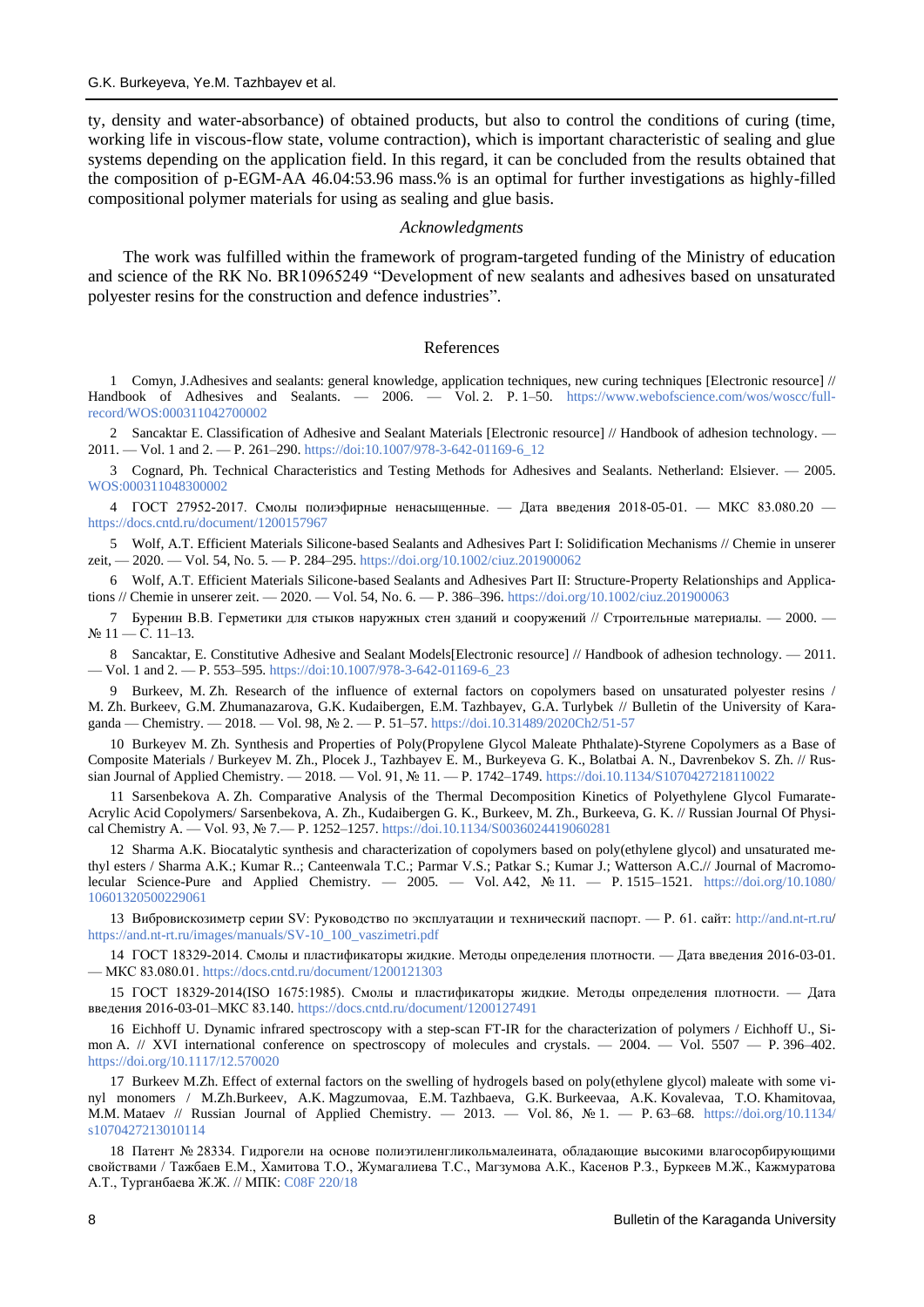ty, density and water-absorbance) of obtained products, but also to control the conditions of curing (time, working life in viscous-flow state, volume contraction), which is important characteristic of sealing and glue systems depending on the application field. In this regard, it can be concluded from the results obtained that the composition of p-EGM-AA 46.04:53.96 mass.% is an optimal for further investigations as highly-filled compositional polymer materials for using as sealing and glue basis.

*Acknowledgments*

The work was fulfilled within the framework of program-targeted funding of the Ministry of education and science of the RK No. BR10965249 "Development of new sealants and adhesives based on unsaturated polyester resins for the construction and defence industries".

## References

1 Comyn, J.Adhesives and sealants: general knowledge, application techniques, new curing techniques [Electronic resource] // Handbook of Adhesives and Sealants. — 2006. — Vol. 2. P. 1–50. https://www.webofscience.com/wos/woscc/full-record/WOS:000311042700002

2 Sancaktar E. Classification of Adhesive and Sealant Materials [Electronic resource] // Handbook of adhesion technology. — 2011. — Vol. 1 and 2. — P. 261–290. https://doi:10.1007/978-3-642-01169-6_12

3 Cognard, Ph. Technical Characteristics and Testing Methods for Adhesives and Sealants. Netherland: Elsiever. — 2005. WOS:000311048300002

4 ГОСТ 27952-2017. Смолы полиэфирные ненасыщенные. — Дата введения 2018-05-01. — МКС 83.080.20 — https://docs.cntd.ru/document/1200157967

5 Wolf, A.T. Efficient Materials Silicone-based Sealants and Adhesives Part I: Solidification Mechanisms // Chemie in unserer zeit, — 2020. — Vol. 54, No. 5. — P. 284–295. https://doi.org/10.1002/ciuz.201900062

6 Wolf, A.T. Efficient Materials Silicone-based Sealants and Adhesives Part II: Structure-Property Relationships and Applications // Chemie in unserer zeit. — 2020. — Vol. 54, No. 6. — P. 386–396. https://doi.org/10.1002/ciuz.201900063

7 Буренин В.В. Герметики для стыков наружных стен зданий и сооружений // Строительные материалы. — 2000. — № 11 — С. 11–13.

8 Sancaktar, E. Constitutive Adhesive and Sealant Models[Electronic resource] // Handbook of adhesion technology. — 2011. — Vol. 1 and 2. — P. 553–595. https://doi:10.1007/978-3-642-01169-6_23

9 Burkeev, M. Zh. Research of the influence of external factors on copolymers based on unsaturated polyester resins / M. Zh. Burkeev, G.M. Zhumanazarova, G.K. Kudaibergen, E.M. Tazhbayev, G.A. Turlybek // Bulletin of the University of Karaganda — Chemistry. — 2018. — Vol. 98, № 2. — P. 51–57. https://doi.10.31489/2020Ch2/51-57

10 Burkeyev M. Zh. Synthesis and Properties of Poly(Propylene Glycol Maleate Phthalate)-Styrene Copolymers as a Base of Composite Materials / Burkeyev M. Zh., Plocek J., Tazhbayev E. M., Burkeyeva G. K., Bolatbai A. N., Davrenbekov S. Zh. // Russian Journal of Applied Chemistry. — 2018. — Vol. 91, № 11. — P. 1742–1749. https://doi.10.1134/S1070427218110022

11 Sarsenbekova A. Zh. Comparative Analysis of the Thermal Decomposition Kinetics of Polyethylene Glycol Fumarate-Acrylic Acid Copolymers/ Sarsenbekova, A. Zh., Kudaibergen G. K., Burkeev, M. Zh., Burkeeva, G. K. // Russian Journal Of Physical Chemistry A. — Vol. 93, № 7.— P. 1252–1257. https://doi.10.1134/S0036024419060281

12 Sharma A.K. Biocatalytic synthesis and characterization of copolymers based on poly(ethylene glycol) and unsaturated methyl esters / Sharma A.K.; Kumar R..; Canteenwala T.C.; Parmar V.S.; Patkar S.; Kumar J.; Watterson A.C.// Journal of Macromolecular Science-Pure and Applied Chemistry. — 2005. — Vol. A42, № 11. — P. 1515–1521. https://doi.org/10.1080/10601320500229061

13 Вибровискозиметр серии SV: Руководство по эксплуатации и технический паспорт. — P. 61. сайт: http://and.nt-rt.ru/ https://and.nt-rt.ru/images/manuals/SV-10_100_vaszimetri.pdf

14 ГОСТ 18329-2014. Смолы и пластификаторы жидкие. Методы определения плотности. — Дата введения 2016-03-01. — МКС 83.080.01. https://docs.cntd.ru/document/1200121303

15 ГОСТ 18329-2014(ISO 1675:1985). Смолы и пластификаторы жидкие. Методы определения плотности. — Дата введения 2016-03-01–МКС 83.140. https://docs.cntd.ru/document/1200127491

16 Eichhoff U. Dynamic infrared spectroscopy with a step-scan FT-IR for the characterization of polymers / Eichhoff U., Simon A. // XVI international conference on spectroscopy of molecules and crystals. — 2004. — Vol. 5507 — P. 396–402. https://doi.org/10.1117/12.570020

17 Burkeev M.Zh. Effect of external factors on the swelling of hydrogels based on poly(ethylene glycol) maleate with some vinyl monomers / M.Zh.Burkeev, A.K. Magzumovaa, E.M. Tazhbaeva, G.K. Burkeevaa, A.K. Kovalevaa, T.O. Khamitovaa, M.M. Mataev // Russian Journal of Applied Chemistry. — 2013. — Vol. 86, № 1. — P. 63–68. https://doi.org/10.1134/s1070427213010114

18 Патент № 28334. Гидрогели на основе полиэтиленгликольмалеината, обладающие высокими влагосорбирующими свойствами / Тажбаев Е.М., Хамитова Т.О., Жумагалиева Т.С., Магзумова А.К., Касенов Р.З., Буркеев М.Ж., Кажмуратова А.Т., Турганбаева Ж.Ж. // МПК: C08F 220/18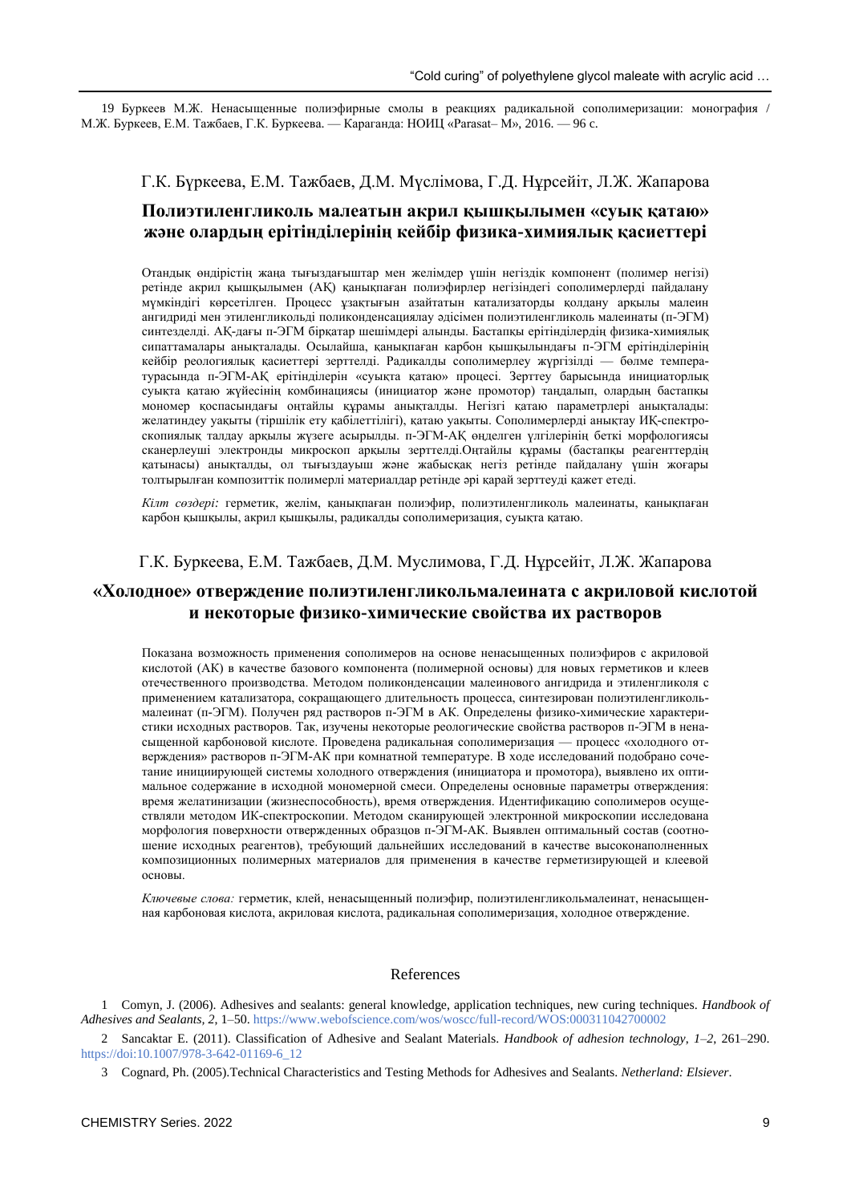19 Буркеев М.Ж. Ненасыщенные полиэфирные смолы в реакциях радикальной сополимеризации: монография / М.Ж. Буркеев, Е.М. Тажбаев, Г.К. Буркеева. — Караганда: НОИЦ «Parasat– М», 2016. — 96 с.

Г.К. Бүркеева, Е.М. Тажбаев, Д.М. Мүслімова, Г.Д. Нұрсейіт, Л.Ж. Жапарова

## Полиэтиленгликоль малеатын акрил қышқылымен «суық қатаю» және олардың ерітінділерінің кейбір физика-химиялық қасиеттері

Отандық өндірістің жаңа тығыздағыштар мен желімдер үшін негіздік компонент (полимер негізі) ретінде акрил қышқылымен (АҚ) қанықпаған полиэфирлер негізіндегі сополимерлерді пайдалану мүмкіндігі көрсетілген. Процесс ұзақтығын азайтатын катализаторды қолдану арқылы малеин ангидриді мен этиленгликольді поликонденсациялау әдісімен полиэтиленгликоль малеинаты (п-ЭГМ) синтезделді. АҚ-дағы п-ЭГМ бірқатар шешімдері алынды. Бастапқы ерітінділердің физика-химиялық сипаттамалары анықталады. Осылайша, қанықпаған карбон қышқылындағы п-ЭГМ ерітінділерінің кейбір реологиялық қасиеттері зерттелді. Радикалды сополимерлеу жүргізілді — бөлме температурасында п-ЭГМ-АҚ ерітінділерін «суықта қатаю» процесі. Зерттеу барысында инициаторлық суықта қатаю жүйесінің комбинациясы (инициатор және промотор) таңдалып, олардың бастапқы мономер қоспасындағы оңтайлы құрамы анықталды. Негізгі қатаю параметрлері анықталады: желатиндеу уақыты (тіршілік ету қабілеттілігі), қатаю уақыты. Сополимерлерді анықтау ИҚ-спектроскопиялық талдау арқылы жүзеге асырылды. п-ЭГМ-АҚ өңделген үлгілерінің беткі морфологиясы сканерлеуші электронды микроскоп арқылы зерттелді.Оңтайлы құрамы (бастапқы реагенттердің қатынасы) анықталды, ол тығыздауыш және жабысқақ негіз ретінде пайдалану үшін жоғары толтырылған композиттік полимерлі материалдар ретінде әрі қарай зерттеуді қажет етеді.

*Кілт сөздері:* герметик, желім, қанықпаған полиэфир, полиэтиленгликоль малеинаты, қанықпаған карбон қышқылы, акрил қышқылы, радикалды сополимеризация, суықта қатаю.

Г.К. Буркеева, Е.М. Тажбаев, Д.М. Муслимова, Г.Д. Нұрсейіт, Л.Ж. Жапарова

## «Холодное» отверждение полиэтиленгликольмалеината с акриловой кислотой и некоторые физико-химические свойства их растворов

Показана возможность применения сополимеров на основе ненасыщенных полиэфиров с акриловой кислотой (АК) в качестве базового компонента (полимерной основы) для новых герметиков и клеев отечественного производства. Методом поликонденсации малеинового ангидрида и этиленгликоля с применением катализатора, сокращающего длительность процесса, синтезирован полиэтиленгликольмалеинат (п-ЭГМ). Получен ряд растворов п-ЭГМ в АК. Определены физико-химические характеристики исходных растворов. Так, изучены некоторые реологические свойства растворов п-ЭГМ в ненасыщенной карбоновой кислоте. Проведена радикальная сополимеризация — процесс «холодного отверждения» растворов п-ЭГМ-АК при комнатной температуре. В ходе исследований подобрано сочетание инициирующей системы холодного отверждения (инициатора и промотора), выявлено их оптимальное содержание в исходной мономерной смеси. Определены основные параметры отверждения: время желатинизации (жизнеспособность), время отверждения. Идентификацию сополимеров осуществляли методом ИК-спектроскопии. Методом сканирующей электронной микроскопии исследована морфология поверхности отвержденных образцов п-ЭГМ-АК. Выявлен оптимальный состав (соотношение исходных реагентов), требующий дальнейших исследований в качестве высоконаполненных композиционных полимерных материалов для применения в качестве герметизирующей и клеевой основы.

*Ключевые слова:* герметик, клей, ненасыщенный полиэфир, полиэтиленгликольмалеинат, ненасыщенная карбоновая кислота, акриловая кислота, радикальная сополимеризация, холодное отверждение.

## References

1 Comyn, J. (2006). Adhesives and sealants: general knowledge, application techniques, new curing techniques. *Handbook of Adhesives and Sealants, 2,* 1–50. https://www.webofscience.com/wos/woscc/full-record/WOS:000311042700002

2 Sancaktar E. (2011). Classification of Adhesive and Sealant Materials. *Handbook of adhesion technology, 1–2,* 261–290. https://doi:10.1007/978-3-642-01169-6_12

3 Cognard, Ph. (2005).Technical Characteristics and Testing Methods for Adhesives and Sealants. *Netherland: Elsiever*.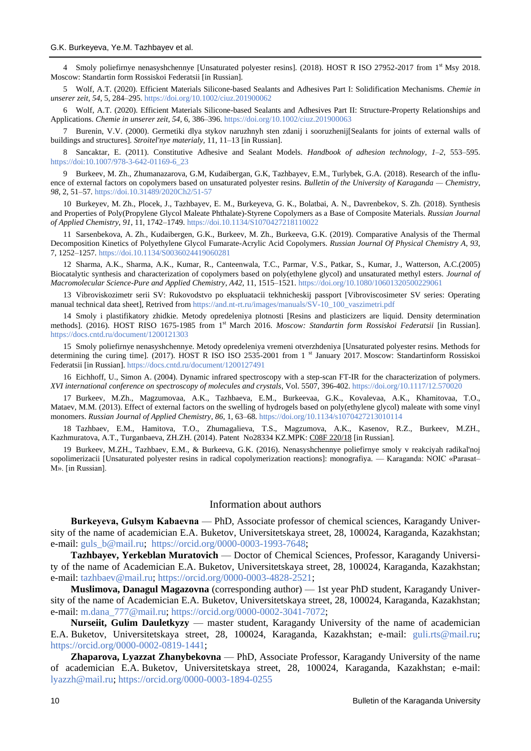4 Smoly poliefirnye nenasyshchennye [Unsaturated polyester resins]. (2018). HOST R ISO 27952-2017 from 1st Msy 2018. Moscow: Standartin form Rossiskoi Federatsii [in Russian].

5 Wolf, A.T. (2020). Efficient Materials Silicone-based Sealants and Adhesives Part I: Solidification Mechanisms. *Chemie in unserer zeit*, *54*, 5, 284–295. https://doi.org/10.1002/ciuz.201900062

6 Wolf, A.T. (2020). Efficient Materials Silicone-based Sealants and Adhesives Part II: Structure-Property Relationships and Applications. *Chemie in unserer zeit*, *54*, 6, 386–396. https://doi.org/10.1002/ciuz.201900063

7 Burenin, V.V. (2000). Germetiki dlya stykov naruzhnyh sten zdanij i sooruzhenij[Sealants for joints of external walls of buildings and structures]. *Stroitel'nye materialy*, 11, 11–13 [in Russian].

8 Sancaktar, E. (2011). Constitutive Adhesive and Sealant Models. *Handbook of adhesion technology*, *1–2*, 553–595. https://doi:10.1007/978-3-642-01169-6_23

9 Burkeev, M. Zh., Zhumanazarova, G.M, Kudaibergan, G.K, Tazhbayev, E.M., Turlybek, G.A. (2018). Research of the influence of external factors on copolymers based on unsaturated polyester resins. *Bulletin of the University of Karaganda — Chemistry*, *98*, 2, 51–57. https://doi.10.31489/2020Ch2/51-57

10 Burkeyev, M. Zh., Plocek, J., Tazhbayev, E. M., Burkeyeva, G. K., Bolatbai, A. N., Davrenbekov, S. Zh. (2018). Synthesis and Properties of Poly(Propylene Glycol Maleate Phthalate)-Styrene Copolymers as a Base of Composite Materials. *Russian Journal of Applied Chemistry*, *91*, 11, 1742–1749. https://doi.10.1134/S1070427218110022

11 Sarsenbekova, A. Zh., Kudaibergen, G.K., Burkeev, M. Zh., Burkeeva, G.K. (2019). Comparative Analysis of the Thermal Decomposition Kinetics of Polyethylene Glycol Fumarate-Acrylic Acid Copolymers. *Russian Journal Of Physical Chemistry A*, *93*, 7, 1252–1257. https://doi.10.1134/S0036024419060281

12 Sharma, A.K., Sharma, A.K., Kumar, R., Canteenwala, T.C., Parmar, V.S., Patkar, S., Kumar, J., Watterson, A.C.(2005) Biocatalytic synthesis and characterization of copolymers based on poly(ethylene glycol) and unsaturated methyl esters. *Journal of Macromolecular Science-Pure and Applied Chemistry*, *A42*, 11, 1515–1521. https://doi.org/10.1080/10601320500229061

13 Vibroviskozimetr serii SV: Rukovodstvo po ekspluatacii tekhnicheskij passport [Vibroviscosimeter SV series: Operating manual technical data sheet], Retrived from https://and.nt-rt.ru/images/manuals/SV-10_100_vaszimetri.pdf

14 Smoly i plastifikatory zhidkie. Metody opredeleniya plotnosti [Resins and plasticizers are liquid. Density determination methods]. (2016). HOST RISO 1675-1985 from 1st March 2016. *Moscow: Standartin form Rossiskoi Federatsii* [in Russian]. https://docs.cntd.ru/document/1200121303

15 Smoly poliefirnye nenasyshchennye. Metody opredeleniya vremeni otverzhdeniya [Unsaturated polyester resins. Methods for determining the curing time]. (2017). HOST R ISO ISO 2535-2001 from 1 st January 2017. Moscow: Standartinform Rossiskoi Federatsii [in Russian]. https://docs.cntd.ru/document/1200127491

16 Eichhoff, U., Simon A. (2004). Dynamic infrared spectroscopy with a step-scan FT-IR for the characterization of polymers. *XVI international conference on spectroscopy of molecules and crystals*, Vol. 5507, 396-402. https://doi.org/10.1117/12.570020

17 Burkeev, M.Zh., Magzumovaa, A.K., Tazhbaeva, E.M., Burkeevaa, G.K., Kovalevaa, A.K., Khamitovaa, T.O., Mataev, M.M. (2013). Effect of external factors on the swelling of hydrogels based on poly(ethylene glycol) maleate with some vinyl monomers. *Russian Journal of Applied Chemistry*, *86*, 1, 63–68. https://doi.org/10.1134/s1070427213010114

18 Tazhbaev, E.M., Hamitova, T.O., Zhumagalieva, T.S., Magzumova, A.K., Kasenov, R.Z., Burkeev, M.ZH., Kazhmuratova, A.T., Turganbaeva, ZH.ZH. (2014). Patent No28334 KZ.MPK: C08F 220/18 [in Russian].

19 Burkeev, M.ZH., Tazhbaev, E.M., & Burkeeva, G.K. (2016). Nenasyshchennye poliefirnye smoly v reakciyah radikal'noj sopolimerizacii [Unsaturated polyester resins in radical copolymerization reactions]: monografiya. — Karaganda: NOIC «Parasat–M». [in Russian].

## Information about authors

**Burkeyeva, Gulsym Kabaevna** — PhD, Associate professor of chemical sciences, Karagandy University of the name of academician E.A. Buketov, Universitetskaya street, 28, 100024, Karaganda, Kazakhstan; e-mail: guls_b@mail.ru; https://orcid.org/0000-0003-1993-7648;

**Tazhbayev, Yerkeblan Muratovich** — Doctor of Chemical Sciences, Professor, Karagandy University of the name of Academician E.A. Buketov, Universitetskaya street, 28, 100024, Karaganda, Kazakhstan; e-mail: tazhbaev@mail.ru; https://orcid.org/0000-0003-4828-2521;

**Muslimova, Danagul Magazovna** (corresponding author) — 1st year PhD student, Karagandy University of the name of Academician E.A. Buketov, Universitetskaya street, 28, 100024, Karaganda, Kazakhstan; e-mail: m.dana_777@mail.ru; https://orcid.org/0000-0002-3041-7072;

**Nurseiit, Gulim Dauletkyzy** — master student, Karagandy University of the name of academician E.A. Buketov, Universitetskaya street, 28, 100024, Karaganda, Kazakhstan; e-mail: guli.rts@mail.ru; https://orcid.org/0000-0002-0819-1441;

**Zhaparova, Lyazzat Zhanybekovna** — PhD, Associate Professor, Karagandy University of the name of academician E.A. Buketov, Universitetskaya street, 28, 100024, Karaganda, Kazakhstan; e-mail: lyazzh@mail.ru; https://orcid.org/0000-0003-1894-0255